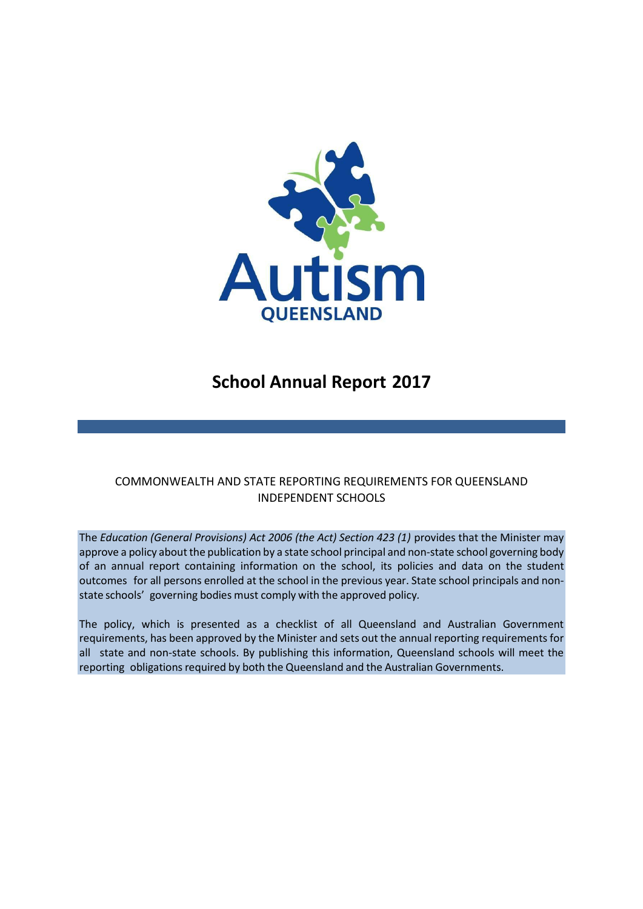Autism

QUEENSLAND

# School Annual Report 2017

COMMONWEALTH AND STATE REPORTING REQUIREMENTS FOR QUEENSLAND INDEPENDENT SCHOOLS

The *Education (General Provisions) Act 2006 (the Act) Section 423 (1)* provides that the Minister may approve a policy about the publication by a state school principal and non-state school governing body of an annual report containing information on the school, its policies and data on the student outcomes for all persons enrolled at the school in the previous year. State school principals and non-state schools' governing bodies must comply with the approved policy.

The policy, which is presented as a checklist of all Queensland and Australian Government requirements, has been approved by the Minister and sets out the annual reporting requirements for all state and non-state schools. By publishing this information, Queensland schools will meet the reporting obligations required by both the Queensland and the Australian Governments.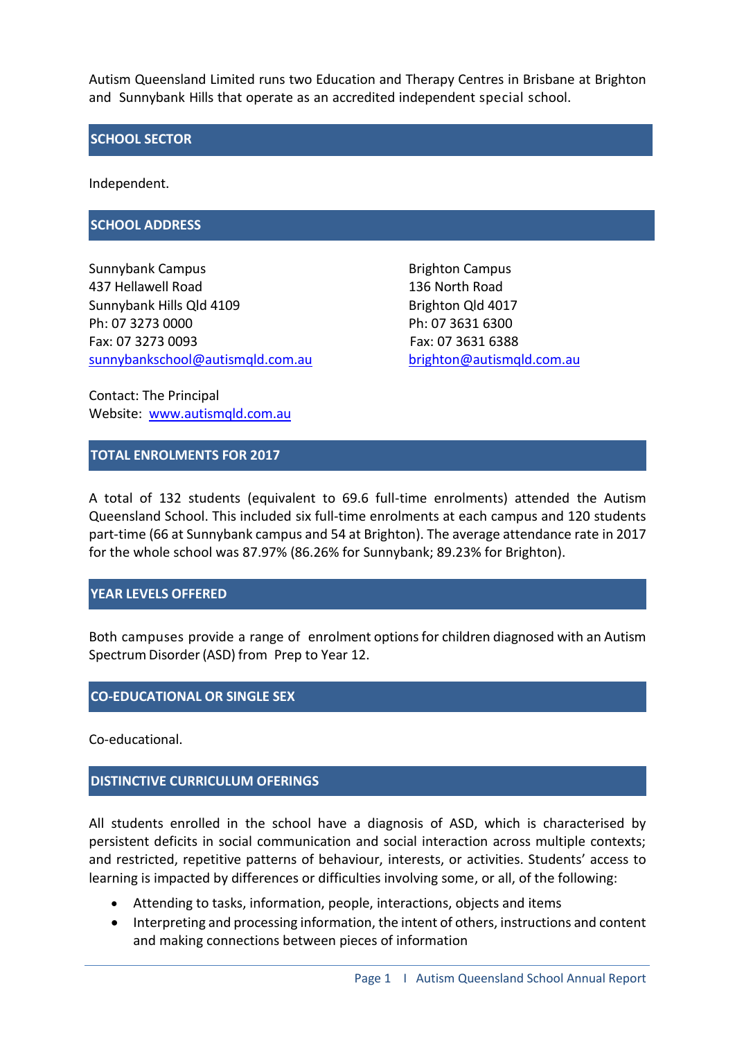Autism Queensland Limited runs two Education and Therapy Centres in Brisbane at Brighton and Sunnybank Hills that operate as an accredited independent special school.

## SCHOOL SECTOR

Independent.

## SCHOOL ADDRESS

Sunnybank Campus
437 Hellawell Road
Sunnybank Hills Qld 4109
Ph: 07 3273 0000
Fax: 07 3273 0093
sunnybankschool@autismqld.com.au

Brighton Campus
136 North Road
Brighton Qld 4017
Ph: 07 3631 6300
Fax: 07 3631 6388
brighton@autismqld.com.au

Contact: The Principal
Website: www.autismqld.com.au

## TOTAL ENROLMENTS FOR 2017

A total of 132 students (equivalent to 69.6 full-time enrolments) attended the Autism Queensland School. This included six full-time enrolments at each campus and 120 students part-time (66 at Sunnybank campus and 54 at Brighton). The average attendance rate in 2017 for the whole school was 87.97% (86.26% for Sunnybank; 89.23% for Brighton).

## YEAR LEVELS OFFERED

Both campuses provide a range of enrolment options for children diagnosed with an Autism Spectrum Disorder (ASD) from Prep to Year 12.

## CO-EDUCATIONAL OR SINGLE SEX

Co-educational.

## DISTINCTIVE CURRICULUM OFERINGS

All students enrolled in the school have a diagnosis of ASD, which is characterised by persistent deficits in social communication and social interaction across multiple contexts; and restricted, repetitive patterns of behaviour, interests, or activities. Students' access to learning is impacted by differences or difficulties involving some, or all, of the following:

- Attending to tasks, information, people, interactions, objects and items
- Interpreting and processing information, the intent of others, instructions and content and making connections between pieces of information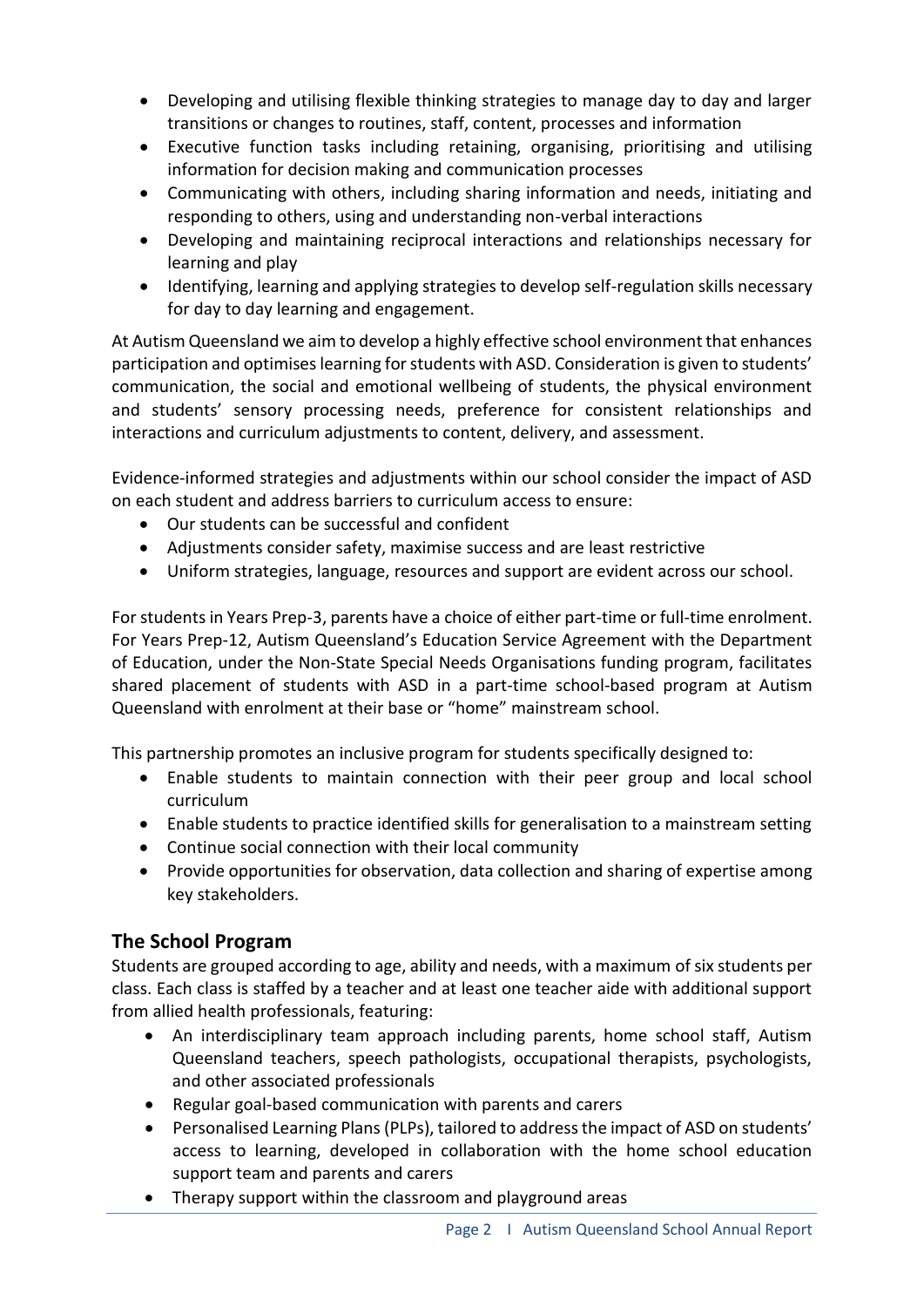- Developing and utilising flexible thinking strategies to manage day to day and larger transitions or changes to routines, staff, content, processes and information
- Executive function tasks including retaining, organising, prioritising and utilising information for decision making and communication processes
- Communicating with others, including sharing information and needs, initiating and responding to others, using and understanding non-verbal interactions
- Developing and maintaining reciprocal interactions and relationships necessary for learning and play
- Identifying, learning and applying strategies to develop self-regulation skills necessary for day to day learning and engagement.

At Autism Queensland we aim to develop a highly effective school environment that enhances participation and optimises learning for students with ASD. Consideration is given to students' communication, the social and emotional wellbeing of students, the physical environment and students' sensory processing needs, preference for consistent relationships and interactions and curriculum adjustments to content, delivery, and assessment.

Evidence-informed strategies and adjustments within our school consider the impact of ASD on each student and address barriers to curriculum access to ensure:

- Our students can be successful and confident
- Adjustments consider safety, maximise success and are least restrictive
- Uniform strategies, language, resources and support are evident across our school.

For students in Years Prep-3, parents have a choice of either part-time or full-time enrolment. For Years Prep-12, Autism Queensland's Education Service Agreement with the Department of Education, under the Non-State Special Needs Organisations funding program, facilitates shared placement of students with ASD in a part-time school-based program at Autism Queensland with enrolment at their base or "home" mainstream school.

This partnership promotes an inclusive program for students specifically designed to:

- Enable students to maintain connection with their peer group and local school curriculum
- Enable students to practice identified skills for generalisation to a mainstream setting
- Continue social connection with their local community
- Provide opportunities for observation, data collection and sharing of expertise among key stakeholders.

## The School Program

Students are grouped according to age, ability and needs, with a maximum of six students per class. Each class is staffed by a teacher and at least one teacher aide with additional support from allied health professionals, featuring:

- An interdisciplinary team approach including parents, home school staff, Autism Queensland teachers, speech pathologists, occupational therapists, psychologists, and other associated professionals
- Regular goal-based communication with parents and carers
- Personalised Learning Plans (PLPs), tailored to address the impact of ASD on students' access to learning, developed in collaboration with the home school education support team and parents and carers
- Therapy support within the classroom and playground areas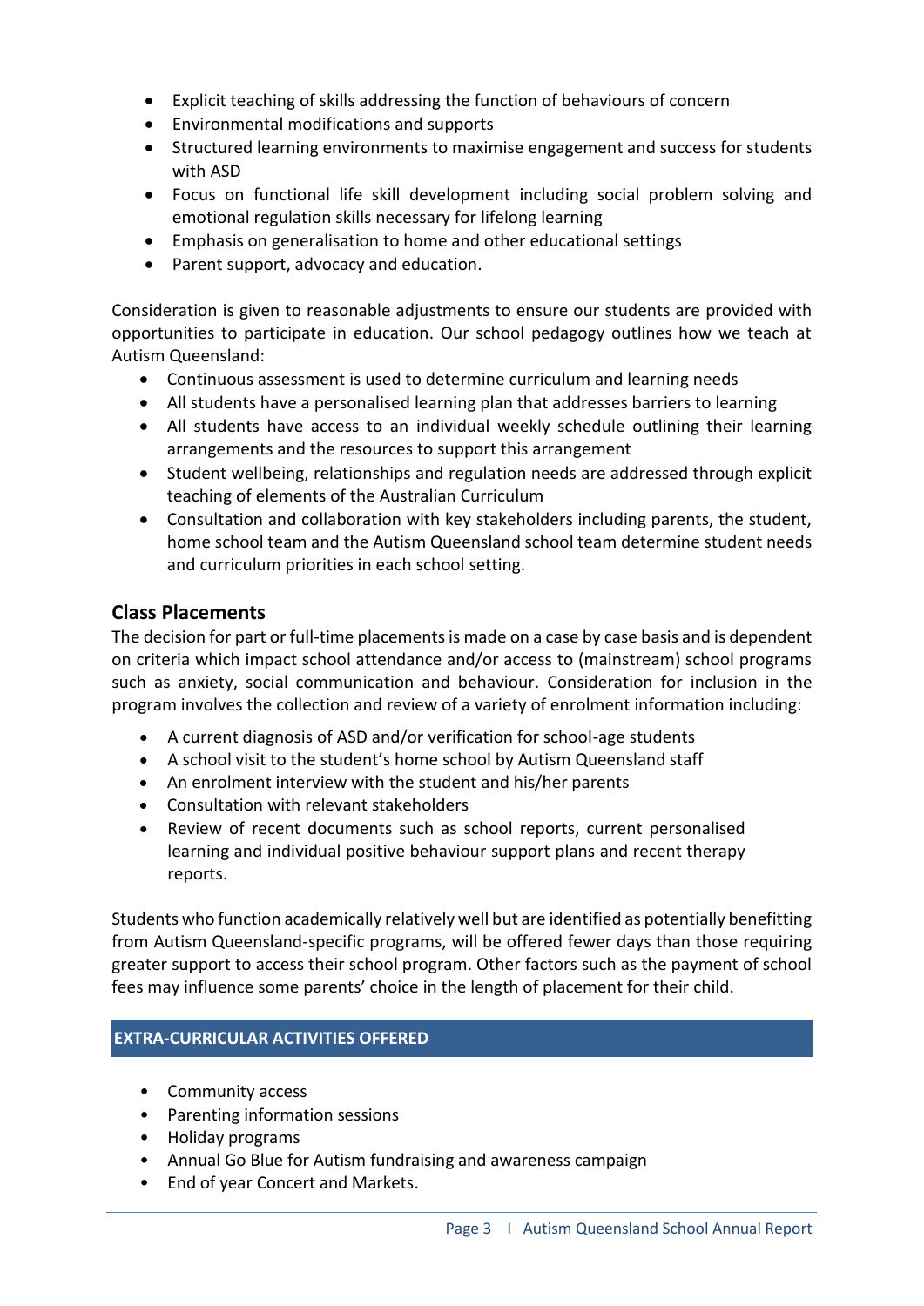- Explicit teaching of skills addressing the function of behaviours of concern
- Environmental modifications and supports
- Structured learning environments to maximise engagement and success for students with ASD
- Focus on functional life skill development including social problem solving and emotional regulation skills necessary for lifelong learning
- Emphasis on generalisation to home and other educational settings
- Parent support, advocacy and education.

Consideration is given to reasonable adjustments to ensure our students are provided with opportunities to participate in education. Our school pedagogy outlines how we teach at Autism Queensland:

- Continuous assessment is used to determine curriculum and learning needs
- All students have a personalised learning plan that addresses barriers to learning
- All students have access to an individual weekly schedule outlining their learning arrangements and the resources to support this arrangement
- Student wellbeing, relationships and regulation needs are addressed through explicit teaching of elements of the Australian Curriculum
- Consultation and collaboration with key stakeholders including parents, the student, home school team and the Autism Queensland school team determine student needs and curriculum priorities in each school setting.

## Class Placements

The decision for part or full-time placements is made on a case by case basis and is dependent on criteria which impact school attendance and/or access to (mainstream) school programs such as anxiety, social communication and behaviour. Consideration for inclusion in the program involves the collection and review of a variety of enrolment information including:

- A current diagnosis of ASD and/or verification for school-age students
- A school visit to the student's home school by Autism Queensland staff
- An enrolment interview with the student and his/her parents
- Consultation with relevant stakeholders
- Review of recent documents such as school reports, current personalised learning and individual positive behaviour support plans and recent therapy reports.

Students who function academically relatively well but are identified as potentially benefitting from Autism Queensland-specific programs, will be offered fewer days than those requiring greater support to access their school program. Other factors such as the payment of school fees may influence some parents' choice in the length of placement for their child.

## EXTRA-CURRICULAR ACTIVITIES OFFERED

- Community access
- Parenting information sessions
- Holiday programs
- Annual Go Blue for Autism fundraising and awareness campaign
- End of year Concert and Markets.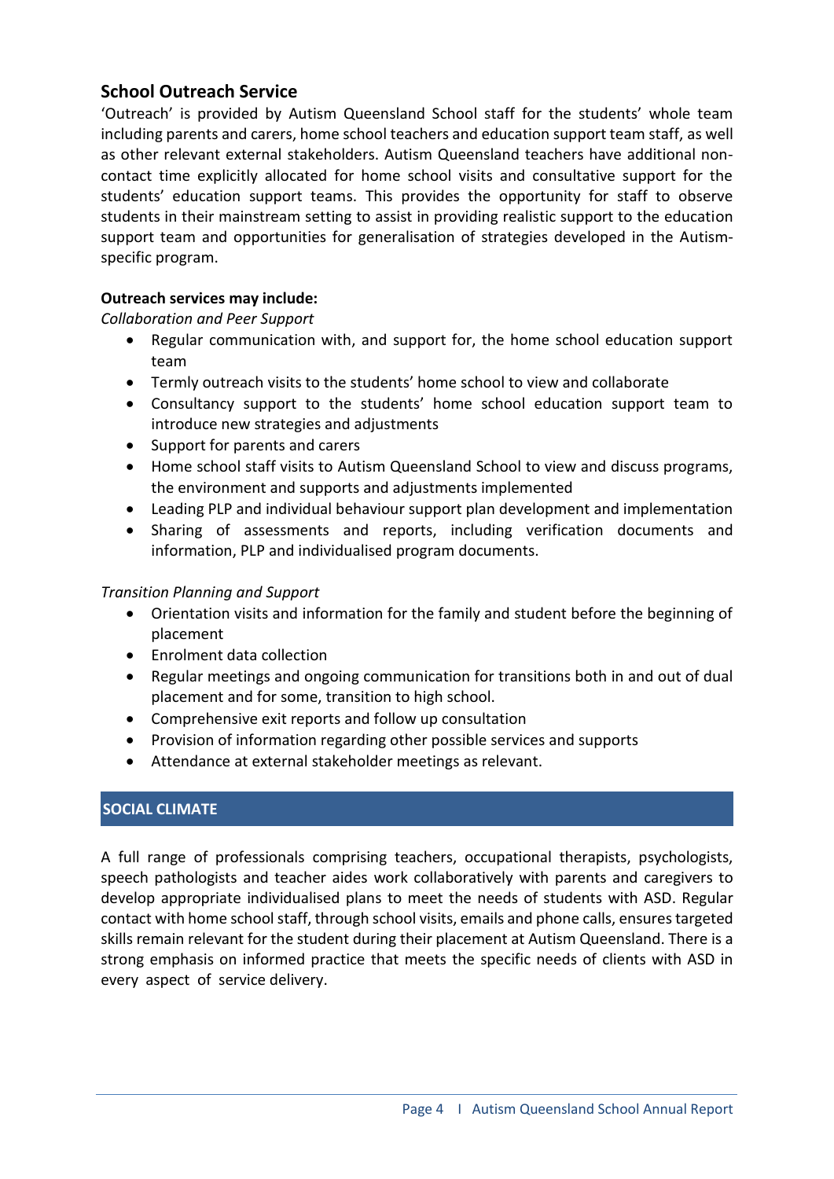## School Outreach Service

'Outreach' is provided by Autism Queensland School staff for the students' whole team including parents and carers, home school teachers and education support team staff, as well as other relevant external stakeholders. Autism Queensland teachers have additional non-contact time explicitly allocated for home school visits and consultative support for the students' education support teams. This provides the opportunity for staff to observe students in their mainstream setting to assist in providing realistic support to the education support team and opportunities for generalisation of strategies developed in the Autism-specific program.

**Outreach services may include:**

*Collaboration and Peer Support*

- Regular communication with, and support for, the home school education support team
- Termly outreach visits to the students' home school to view and collaborate
- Consultancy support to the students' home school education support team to introduce new strategies and adjustments
- Support for parents and carers
- Home school staff visits to Autism Queensland School to view and discuss programs, the environment and supports and adjustments implemented
- Leading PLP and individual behaviour support plan development and implementation
- Sharing of assessments and reports, including verification documents and information, PLP and individualised program documents.

*Transition Planning and Support*

- Orientation visits and information for the family and student before the beginning of placement
- Enrolment data collection
- Regular meetings and ongoing communication for transitions both in and out of dual placement and for some, transition to high school.
- Comprehensive exit reports and follow up consultation
- Provision of information regarding other possible services and supports
- Attendance at external stakeholder meetings as relevant.

## SOCIAL CLIMATE

A full range of professionals comprising teachers, occupational therapists, psychologists, speech pathologists and teacher aides work collaboratively with parents and caregivers to develop appropriate individualised plans to meet the needs of students with ASD. Regular contact with home school staff, through school visits, emails and phone calls, ensures targeted skills remain relevant for the student during their placement at Autism Queensland. There is a strong emphasis on informed practice that meets the specific needs of clients with ASD in every aspect of service delivery.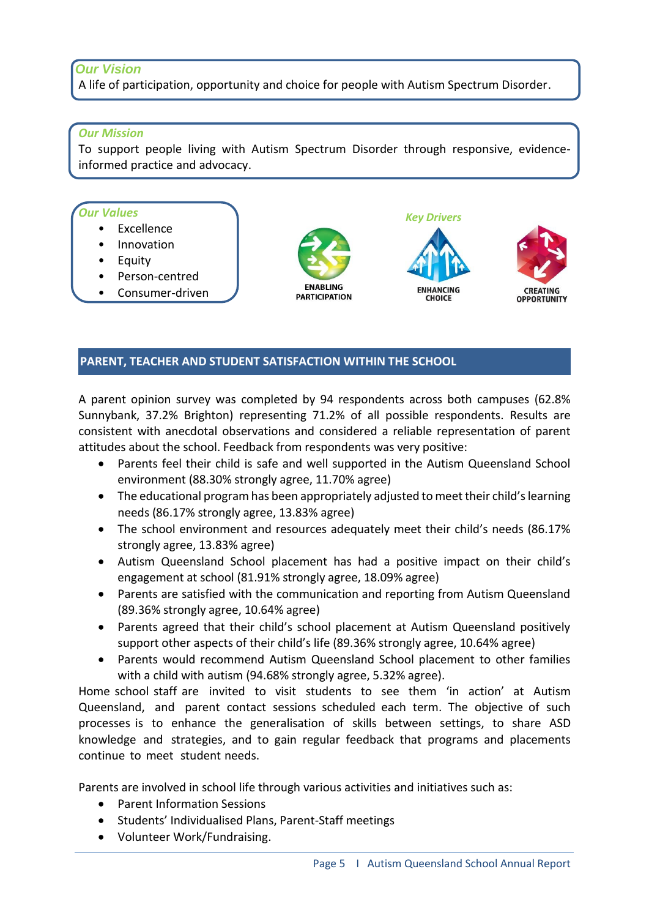### *Our Vision*

A life of participation, opportunity and choice for people with Autism Spectrum Disorder.

### *Our Mission*

To support people living with Autism Spectrum Disorder through responsive, evidence-informed practice and advocacy.

### *Our Values*

- Excellence
- Innovation
- Equity
- Person-centred
- Consumer-driven

### *Key Drivers*

ENABLING PARTICIPATION

ENHANCING CHOICE

CREATING OPPORTUNITY

## PARENT, TEACHER AND STUDENT SATISFACTION WITHIN THE SCHOOL

A parent opinion survey was completed by 94 respondents across both campuses (62.8% Sunnybank, 37.2% Brighton) representing 71.2% of all possible respondents. Results are consistent with anecdotal observations and considered a reliable representation of parent attitudes about the school. Feedback from respondents was very positive:

- Parents feel their child is safe and well supported in the Autism Queensland School environment (88.30% strongly agree, 11.70% agree)
- The educational program has been appropriately adjusted to meet their child's learning needs (86.17% strongly agree, 13.83% agree)
- The school environment and resources adequately meet their child's needs (86.17% strongly agree, 13.83% agree)
- Autism Queensland School placement has had a positive impact on their child's engagement at school (81.91% strongly agree, 18.09% agree)
- Parents are satisfied with the communication and reporting from Autism Queensland (89.36% strongly agree, 10.64% agree)
- Parents agreed that their child's school placement at Autism Queensland positively support other aspects of their child's life (89.36% strongly agree, 10.64% agree)
- Parents would recommend Autism Queensland School placement to other families with a child with autism (94.68% strongly agree, 5.32% agree).

Home school staff are invited to visit students to see them 'in action' at Autism Queensland, and parent contact sessions scheduled each term. The objective of such processes is to enhance the generalisation of skills between settings, to share ASD knowledge and strategies, and to gain regular feedback that programs and placements continue to meet student needs.

Parents are involved in school life through various activities and initiatives such as:

- Parent Information Sessions
- Students' Individualised Plans, Parent-Staff meetings
- Volunteer Work/Fundraising.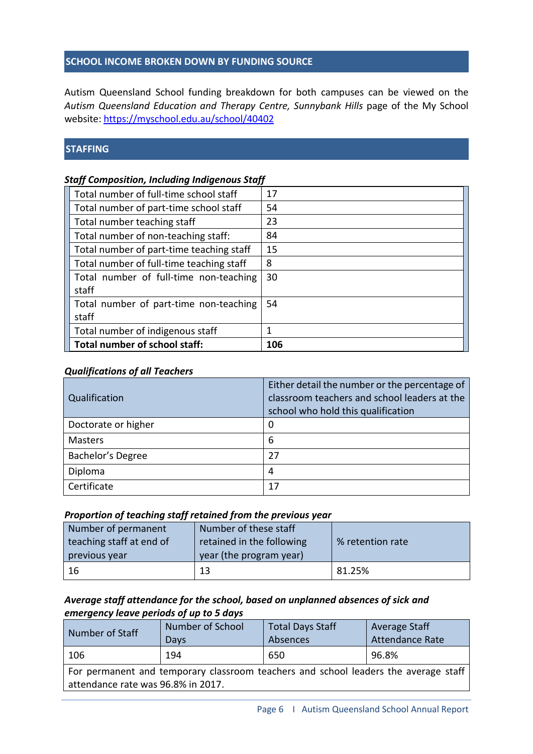## SCHOOL INCOME BROKEN DOWN BY FUNDING SOURCE

Autism Queensland School funding breakdown for both campuses can be viewed on the *Autism Queensland Education and Therapy Centre, Sunnybank Hills* page of the My School website: [https://myschool.edu.au/school/40402](https://myschool.edu.au/school/40402)

## STAFFING

***Staff Composition, Including Indigenous Staff***

| | |
|---|---|
| Total number of full-time school staff | 17 |
| Total number of part-time school staff | 54 |
| Total number teaching staff | 23 |
| Total number of non-teaching staff: | 84 |
| Total number of part-time teaching staff | 15 |
| Total number of full-time teaching staff | 8 |
| Total number of full-time non-teaching staff | 30 |
| Total number of part-time non-teaching staff | 54 |
| Total number of indigenous staff | 1 |
| **Total number of school staff:** | **106** |

***Qualifications of all Teachers***

| Qualification | Either detail the number or the percentage of classroom teachers and school leaders at the school who hold this qualification |
|---|---|
| Doctorate or higher | 0 |
| Masters | 6 |
| Bachelor's Degree | 27 |
| Diploma | 4 |
| Certificate | 17 |

***Proportion of teaching staff retained from the previous year***

| Number of permanent teaching staff at end of previous year | Number of these staff retained in the following year (the program year) | % retention rate |
|---|---|---|
| 16 | 13 | 81.25% |

***Average staff attendance for the school, based on unplanned absences of sick and emergency leave periods of up to 5 days***

| Number of Staff | Number of School Days | Total Days Staff Absences | Average Staff Attendance Rate |
|---|---|---|---|
| 106 | 194 | 650 | 96.8% |
| For permanent and temporary classroom teachers and school leaders the average staff attendance rate was 96.8% in 2017. | | | |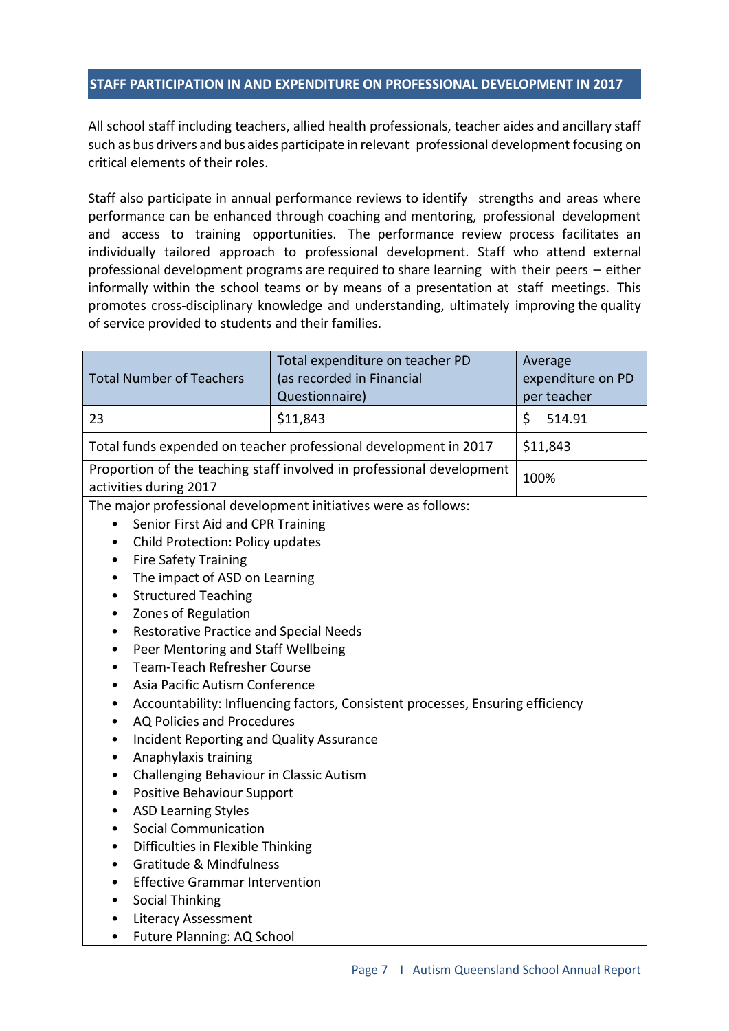## STAFF PARTICIPATION IN AND EXPENDITURE ON PROFESSIONAL DEVELOPMENT IN 2017

All school staff including teachers, allied health professionals, teacher aides and ancillary staff such as bus drivers and bus aides participate in relevant professional development focusing on critical elements of their roles.

Staff also participate in annual performance reviews to identify strengths and areas where performance can be enhanced through coaching and mentoring, professional development and access to training opportunities. The performance review process facilitates an individually tailored approach to professional development. Staff who attend external professional development programs are required to share learning with their peers – either informally within the school teams or by means of a presentation at staff meetings. This promotes cross-disciplinary knowledge and understanding, ultimately improving the quality of service provided to students and their families.

| Total Number of Teachers | Total expenditure on teacher PD (as recorded in Financial Questionnaire) | Average expenditure on PD per teacher |
|---|---|---|
| 23 | $11,843 | $ 514.91 |
| Total funds expended on teacher professional development in 2017 | | $11,843 |
| Proportion of the teaching staff involved in professional development activities during 2017 | | 100% |

The major professional development initiatives were as follows:

- Senior First Aid and CPR Training
- Child Protection: Policy updates
- Fire Safety Training
- The impact of ASD on Learning
- Structured Teaching
- Zones of Regulation
- Restorative Practice and Special Needs
- Peer Mentoring and Staff Wellbeing
- Team-Teach Refresher Course
- Asia Pacific Autism Conference
- Accountability: Influencing factors, Consistent processes, Ensuring efficiency
- AQ Policies and Procedures
- Incident Reporting and Quality Assurance
- Anaphylaxis training
- Challenging Behaviour in Classic Autism
- Positive Behaviour Support
- ASD Learning Styles
- Social Communication
- Difficulties in Flexible Thinking
- Gratitude & Mindfulness
- Effective Grammar Intervention
- Social Thinking
- Literacy Assessment
- Future Planning: AQ School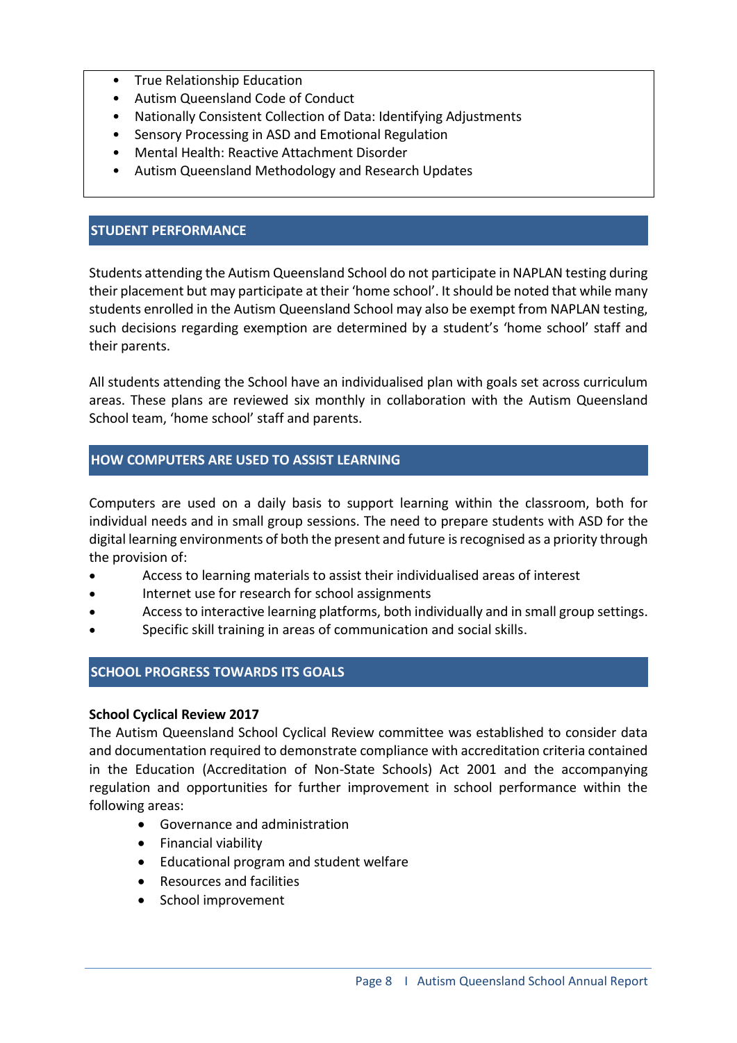- True Relationship Education
- Autism Queensland Code of Conduct
- Nationally Consistent Collection of Data: Identifying Adjustments
- Sensory Processing in ASD and Emotional Regulation
- Mental Health: Reactive Attachment Disorder
- Autism Queensland Methodology and Research Updates

## STUDENT PERFORMANCE

Students attending the Autism Queensland School do not participate in NAPLAN testing during their placement but may participate at their 'home school'. It should be noted that while many students enrolled in the Autism Queensland School may also be exempt from NAPLAN testing, such decisions regarding exemption are determined by a student's 'home school' staff and their parents.

All students attending the School have an individualised plan with goals set across curriculum areas. These plans are reviewed six monthly in collaboration with the Autism Queensland School team, 'home school' staff and parents.

## HOW COMPUTERS ARE USED TO ASSIST LEARNING

Computers are used on a daily basis to support learning within the classroom, both for individual needs and in small group sessions. The need to prepare students with ASD for the digital learning environments of both the present and future is recognised as a priority through the provision of:

- Access to learning materials to assist their individualised areas of interest
- Internet use for research for school assignments
- Access to interactive learning platforms, both individually and in small group settings.
- Specific skill training in areas of communication and social skills.

## SCHOOL PROGRESS TOWARDS ITS GOALS

**School Cyclical Review 2017**

The Autism Queensland School Cyclical Review committee was established to consider data and documentation required to demonstrate compliance with accreditation criteria contained in the Education (Accreditation of Non-State Schools) Act 2001 and the accompanying regulation and opportunities for further improvement in school performance within the following areas:

- Governance and administration
- Financial viability
- Educational program and student welfare
- Resources and facilities
- School improvement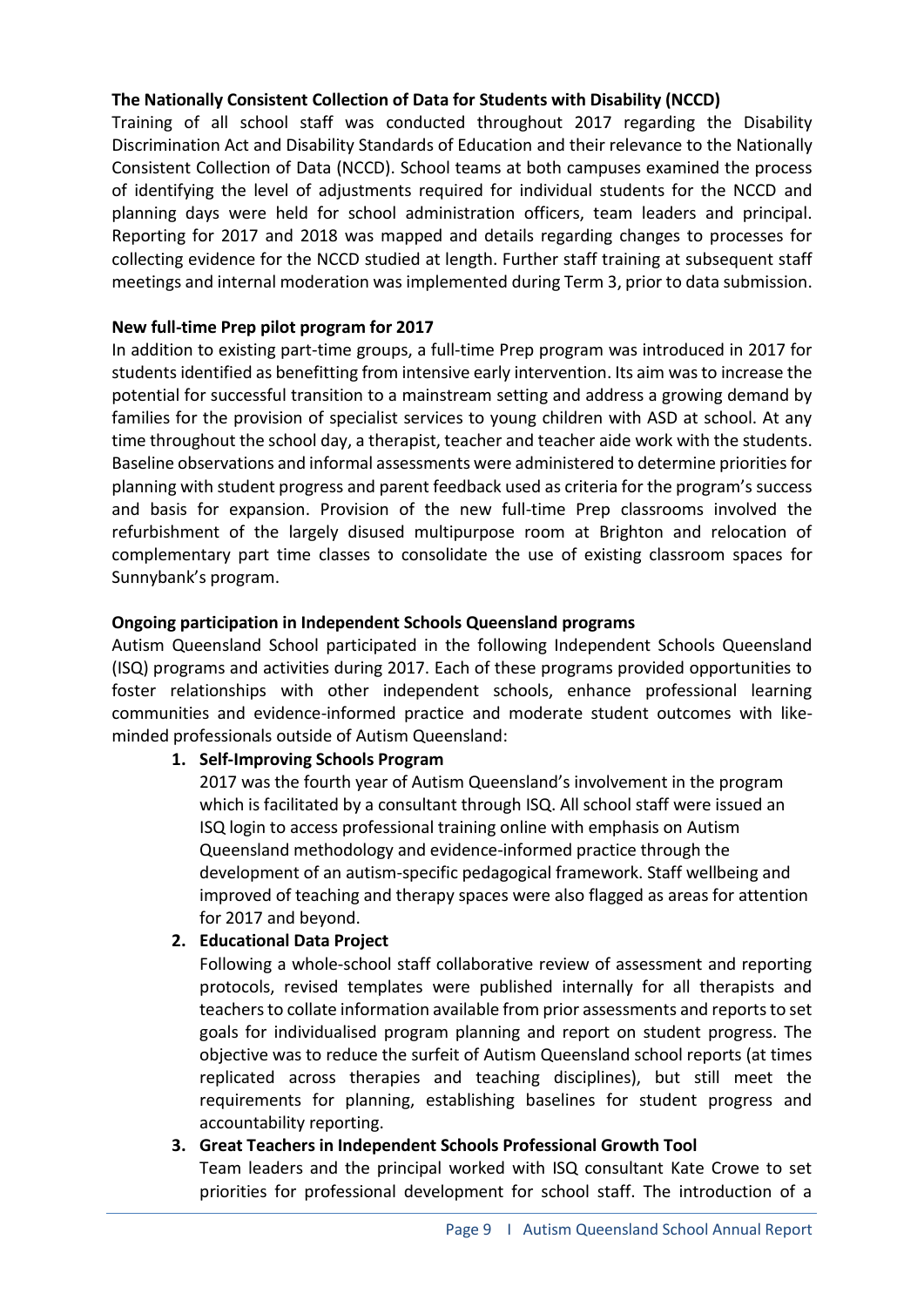**The Nationally Consistent Collection of Data for Students with Disability (NCCD)**

Training of all school staff was conducted throughout 2017 regarding the Disability Discrimination Act and Disability Standards of Education and their relevance to the Nationally Consistent Collection of Data (NCCD). School teams at both campuses examined the process of identifying the level of adjustments required for individual students for the NCCD and planning days were held for school administration officers, team leaders and principal. Reporting for 2017 and 2018 was mapped and details regarding changes to processes for collecting evidence for the NCCD studied at length. Further staff training at subsequent staff meetings and internal moderation was implemented during Term 3, prior to data submission.

**New full-time Prep pilot program for 2017**

In addition to existing part-time groups, a full-time Prep program was introduced in 2017 for students identified as benefitting from intensive early intervention. Its aim was to increase the potential for successful transition to a mainstream setting and address a growing demand by families for the provision of specialist services to young children with ASD at school. At any time throughout the school day, a therapist, teacher and teacher aide work with the students. Baseline observations and informal assessments were administered to determine priorities for planning with student progress and parent feedback used as criteria for the program's success and basis for expansion. Provision of the new full-time Prep classrooms involved the refurbishment of the largely disused multipurpose room at Brighton and relocation of complementary part time classes to consolidate the use of existing classroom spaces for Sunnybank's program.

**Ongoing participation in Independent Schools Queensland programs**

Autism Queensland School participated in the following Independent Schools Queensland (ISQ) programs and activities during 2017. Each of these programs provided opportunities to foster relationships with other independent schools, enhance professional learning communities and evidence-informed practice and moderate student outcomes with like-minded professionals outside of Autism Queensland:

1. **Self-Improving Schools Program**
   2017 was the fourth year of Autism Queensland's involvement in the program which is facilitated by a consultant through ISQ. All school staff were issued an ISQ login to access professional training online with emphasis on Autism Queensland methodology and evidence-informed practice through the development of an autism-specific pedagogical framework. Staff wellbeing and improved of teaching and therapy spaces were also flagged as areas for attention for 2017 and beyond.
2. **Educational Data Project**
   Following a whole-school staff collaborative review of assessment and reporting protocols, revised templates were published internally for all therapists and teachers to collate information available from prior assessments and reports to set goals for individualised program planning and report on student progress. The objective was to reduce the surfeit of Autism Queensland school reports (at times replicated across therapies and teaching disciplines), but still meet the requirements for planning, establishing baselines for student progress and accountability reporting.
3. **Great Teachers in Independent Schools Professional Growth Tool**
   Team leaders and the principal worked with ISQ consultant Kate Crowe to set priorities for professional development for school staff. The introduction of a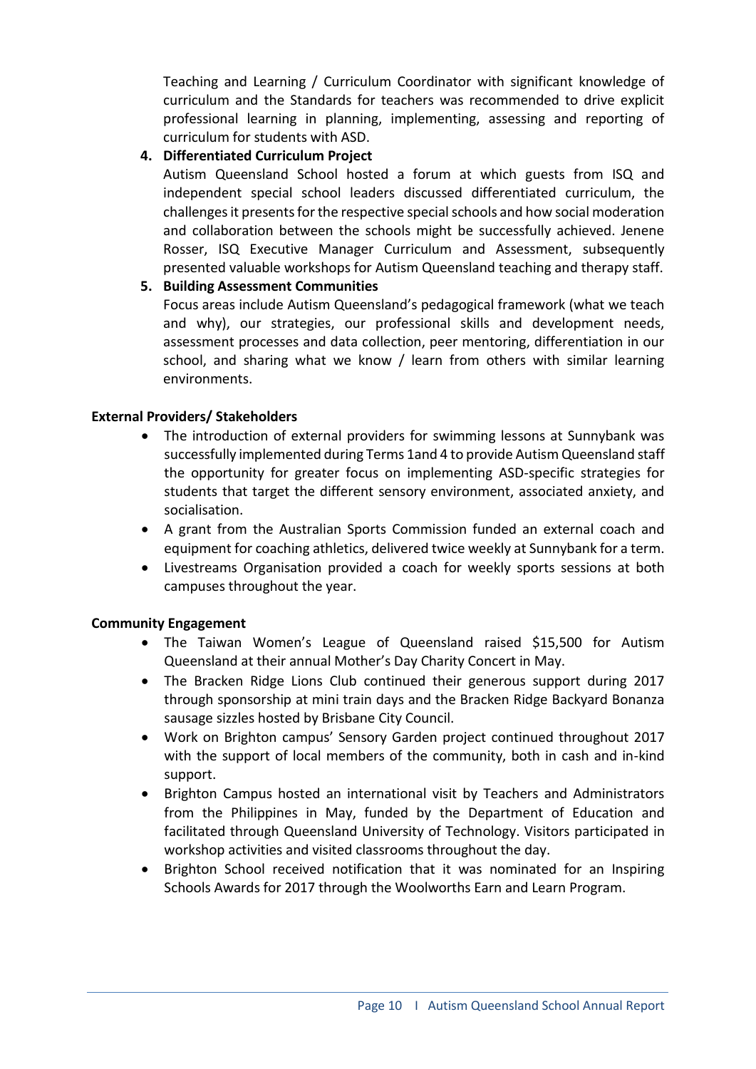Teaching and Learning / Curriculum Coordinator with significant knowledge of curriculum and the Standards for teachers was recommended to drive explicit professional learning in planning, implementing, assessing and reporting of curriculum for students with ASD.

4. **Differentiated Curriculum Project**
   Autism Queensland School hosted a forum at which guests from ISQ and independent special school leaders discussed differentiated curriculum, the challenges it presents for the respective special schools and how social moderation and collaboration between the schools might be successfully achieved. Jenene Rosser, ISQ Executive Manager Curriculum and Assessment, subsequently presented valuable workshops for Autism Queensland teaching and therapy staff.
5. **Building Assessment Communities**
   Focus areas include Autism Queensland's pedagogical framework (what we teach and why), our strategies, our professional skills and development needs, assessment processes and data collection, peer mentoring, differentiation in our school, and sharing what we know / learn from others with similar learning environments.

**External Providers/ Stakeholders**

- The introduction of external providers for swimming lessons at Sunnybank was successfully implemented during Terms 1and 4 to provide Autism Queensland staff the opportunity for greater focus on implementing ASD-specific strategies for students that target the different sensory environment, associated anxiety, and socialisation.
- A grant from the Australian Sports Commission funded an external coach and equipment for coaching athletics, delivered twice weekly at Sunnybank for a term.
- Livestreams Organisation provided a coach for weekly sports sessions at both campuses throughout the year.

**Community Engagement**

- The Taiwan Women's League of Queensland raised $15,500 for Autism Queensland at their annual Mother's Day Charity Concert in May.
- The Bracken Ridge Lions Club continued their generous support during 2017 through sponsorship at mini train days and the Bracken Ridge Backyard Bonanza sausage sizzles hosted by Brisbane City Council.
- Work on Brighton campus' Sensory Garden project continued throughout 2017 with the support of local members of the community, both in cash and in-kind support.
- Brighton Campus hosted an international visit by Teachers and Administrators from the Philippines in May, funded by the Department of Education and facilitated through Queensland University of Technology. Visitors participated in workshop activities and visited classrooms throughout the day.
- Brighton School received notification that it was nominated for an Inspiring Schools Awards for 2017 through the Woolworths Earn and Learn Program.